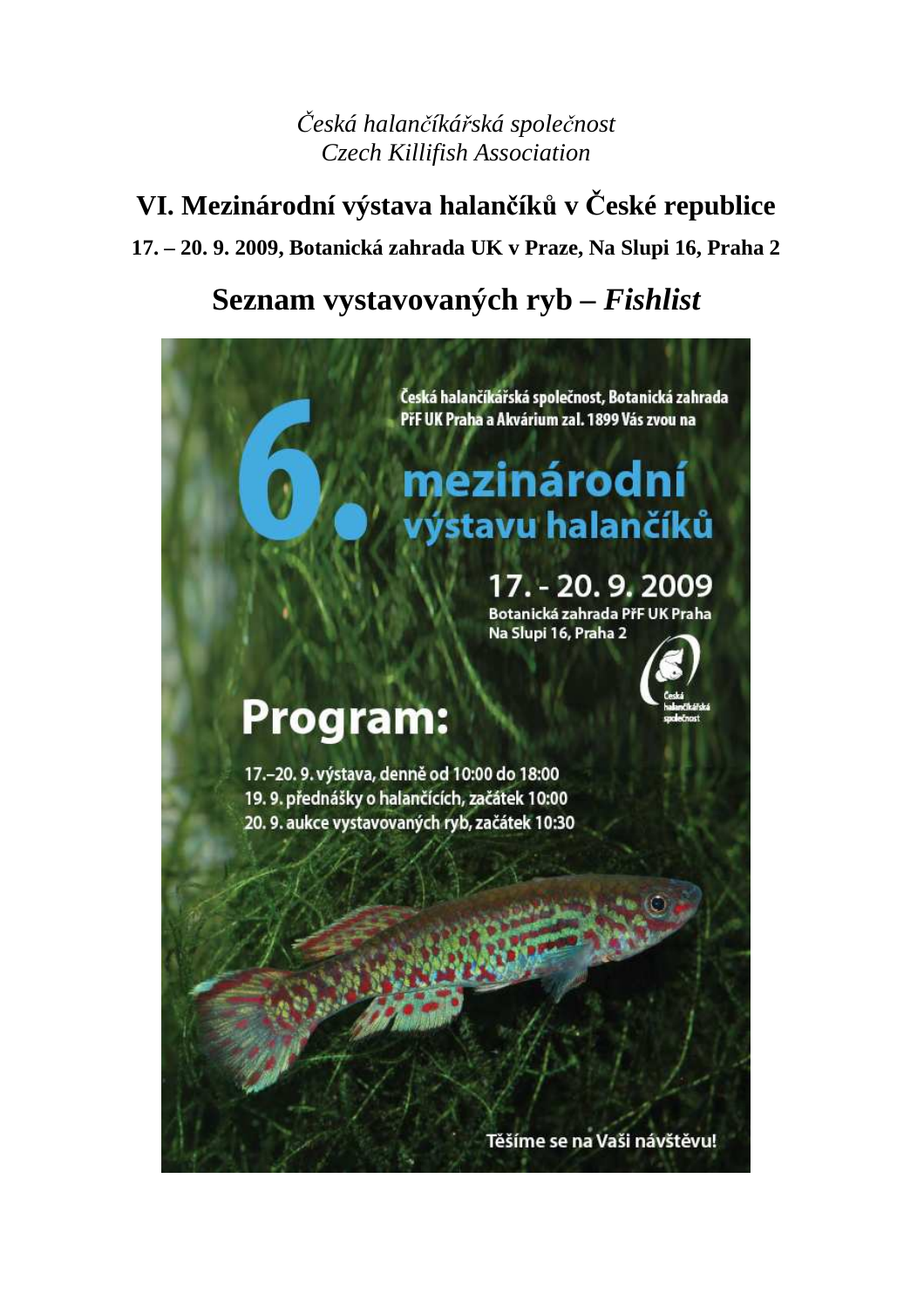*Česká halančíkářská společnost*
*Czech Killifish Association*

# VI. Mezinárodní výstava halančíků v České republice

**17. – 20. 9. 2009, Botanická zahrada UK v Praze, Na Slupi 16, Praha 2**

## Seznam vystavovaných ryb – *Fishlist*

Česká halančíkářská společnost, Botanická zahrada PřF UK Praha a Akvárium zal. 1899 Vás zvou na

6. mezinárodní výstavu halančíků

17. - 20. 9. 2009
Botanická zahrada PřF UK Praha
Na Slupi 16, Praha 2

Česká halančíkářská společnost

**Program:**

17.–20. 9. výstava, denně od 10:00 do 18:00
19. 9. přednášky o halančících, začátek 10:00
20. 9. aukce vystavovaných ryb, začátek 10:30

Těšíme se na Vaši návštěvu!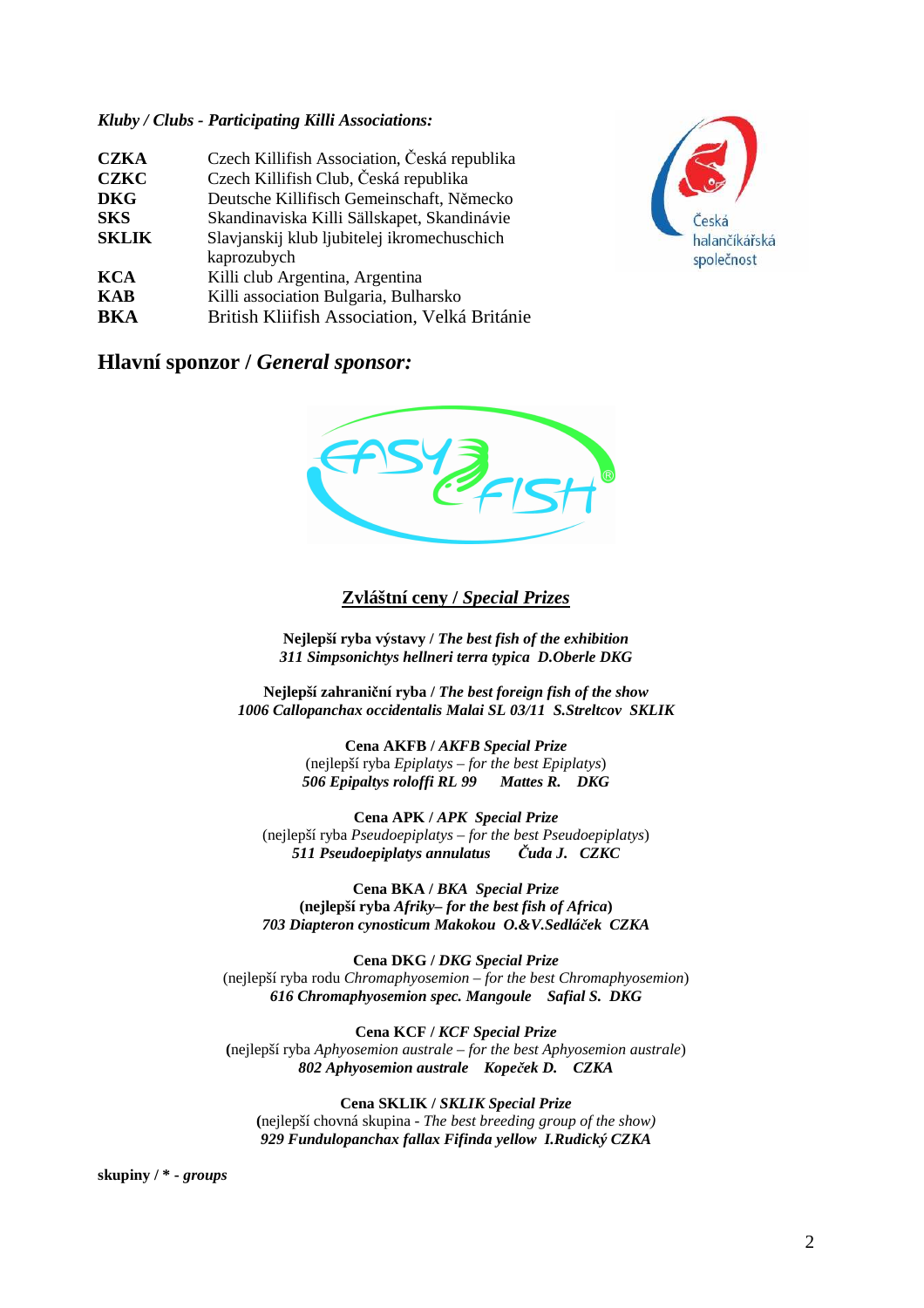*Kluby / Clubs - Participating Killi Associations:*

| | |
|---|---|
| **CZKA** | Czech Killifish Association, Česká republika |
| **CZKC** | Czech Killifish Club, Česká republika |
| **DKG** | Deutsche Killifisch Gemeinschaft, Německo |
| **SKS** | Skandinaviska Killi Sällskapet, Skandinávie |
| **SKLIK** | Slavjanskij klub ljubitelej ikromechuschich kaprozubych |
| **KCA** | Killi club Argentina, Argentina |
| **KAB** | Killi association Bulgaria, Bulharsko |
| **BKA** | British Kliifish Association, Velká Británie |

## Hlavní sponzor / *General sponsor:*

## Zvláštní ceny / *Special Prizes*

**Nejlepší ryba výstavy /** ***The best fish of the exhibition***
***311 Simpsonichtys hellneri terra typica D.Oberle DKG***

**Nejlepší zahraniční ryba /** ***The best foreign fish of the show***
***1006 Callopanchax occidentalis Malai SL 03/11 S.Streltcov SKLIK***

**Cena AKFB /** ***AKFB Special Prize***
(nejlepší ryba *Epiplatys – for the best Epiplatys*)
***506 Epipaltys roloffi RL 99 Mattes R. DKG***

**Cena APK /** ***APK Special Prize***
(nejlepší ryba *Pseudoepiplatys – for the best Pseudoepiplatys*)
***511 Pseudoepiplatys annulatus Čuda J. CZKC***

**Cena BKA /** ***BKA Special Prize***
**(nejlepší ryba** ***Afriky– for the best fish of Africa*****)**
***703 Diapteron cynosticum Makokou O.&V.Sedláček CZKA***

**Cena DKG /** ***DKG Special Prize***
(nejlepší ryba rodu *Chromaphyosemion – for the best Chromaphyosemion*)
***616 Chromaphyosemion spec. Mangoule Safial S. DKG***

**Cena KCF /** ***KCF Special Prize***
**(**nejlepší ryba *Aphyosemion australe – for the best Aphyosemion australe*)
***802 Aphyosemion australe Kopeček D. CZKA***

**Cena SKLIK /** ***SKLIK Special Prize***
**(**nejlepší chovná skupina - *The best breeding group of the show)*
***929 Fundulopanchax fallax Fifinda yellow I.Rudický CZKA***

**skupiny / \* -** ***groups***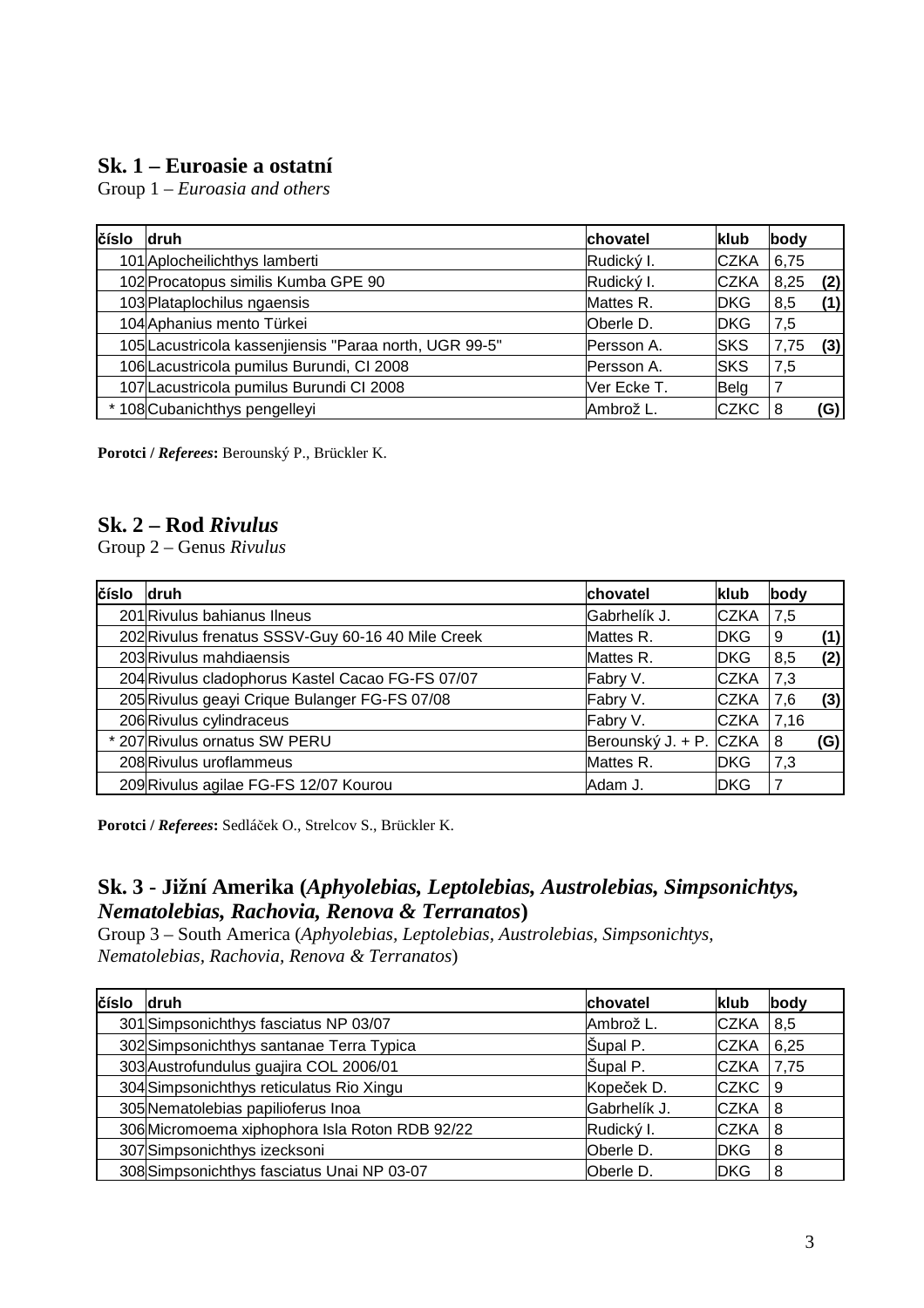## Sk. 1 – Euroasie a ostatní

Group 1 – *Euroasia and others*

| číslo | druh | chovatel | klub | body | |
|---|---|---|---|---|---|
| 101 | Aplocheilichthys lamberti | Rudický I. | CZKA | 6,75 | |
| 102 | Procatopus similis Kumba GPE 90 | Rudický I. | CZKA | 8,25 | **(2)** |
| 103 | Plataplochilus ngaensis | Mattes R. | DKG | 8,5 | **(1)** |
| 104 | Aphanius mento Türkei | Oberle D. | DKG | 7,5 | |
| 105 | Lacustricola kassenjiensis "Paraa north, UGR 99-5" | Persson A. | SKS | 7,75 | **(3)** |
| 106 | Lacustricola pumilus Burundi, CI 2008 | Persson A. | SKS | 7,5 | |
| 107 | Lacustricola pumilus Burundi CI 2008 | Ver Ecke T. | Belg | 7 | |
| * 108 | Cubanichthys pengelleyi | Ambrož L. | CZKC | 8 | **(G)** |

**Porotci / *Referees*:** Berounský P., Brückler K.

## Sk. 2 – Rod *Rivulus*

Group 2 – Genus *Rivulus*

| číslo | druh | chovatel | klub | body | |
|---|---|---|---|---|---|
| 201 | Rivulus bahianus Ilneus | Gabrhelík J. | CZKA | 7,5 | |
| 202 | Rivulus frenatus SSSV-Guy 60-16 40 Mile Creek | Mattes R. | DKG | 9 | **(1)** |
| 203 | Rivulus mahdiaensis | Mattes R. | DKG | 8,5 | **(2)** |
| 204 | Rivulus cladophorus Kastel Cacao FG-FS 07/07 | Fabry V. | CZKA | 7,3 | |
| 205 | Rivulus geayi Crique Bulanger FG-FS 07/08 | Fabry V. | CZKA | 7,6 | **(3)** |
| 206 | Rivulus cylindraceus | Fabry V. | CZKA | 7,16 | |
| * 207 | Rivulus ornatus SW PERU | Berounský J. + P. | CZKA | 8 | **(G)** |
| 208 | Rivulus uroflammeus | Mattes R. | DKG | 7,3 | |
| 209 | Rivulus agilae FG-FS 12/07 Kourou | Adam J. | DKG | 7 | |

**Porotci / *Referees*:** Sedláček O., Strelcov S., Brückler K.

## Sk. 3 - Jižní Amerika (*Aphyolebias, Leptolebias, Austrolebias, Simpsonichtys, Nematolebias, Rachovia, Renova & Terranatos*)

Group 3 – South America (*Aphyolebias, Leptolebias, Austrolebias, Simpsonichtys, Nematolebias, Rachovia, Renova & Terranatos*)

| číslo | druh | chovatel | klub | body |
|---|---|---|---|---|
| 301 | Simpsonichthys fasciatus NP 03/07 | Ambrož L. | CZKA | 8,5 |
| 302 | Simpsonichthys santanae Terra Typica | Šupal P. | CZKA | 6,25 |
| 303 | Austrofundulus guajira COL 2006/01 | Šupal P. | CZKA | 7,75 |
| 304 | Simpsonichthys reticulatus Rio Xingu | Kopeček D. | CZKC | 9 |
| 305 | Nematolebias papilioferus Inoa | Gabrhelík J. | CZKA | 8 |
| 306 | Micromoema xiphophora Isla Roton RDB 92/22 | Rudický I. | CZKA | 8 |
| 307 | Simpsonichthys izecksoni | Oberle D. | DKG | 8 |
| 308 | Simpsonichthys fasciatus Unai NP 03-07 | Oberle D. | DKG | 8 |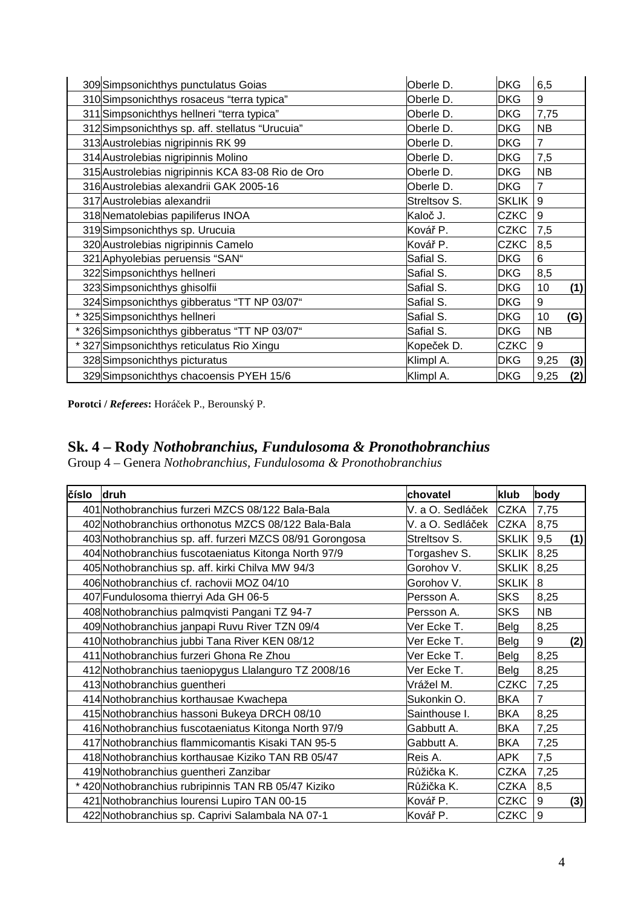| | | | | | |
|---|---|---|---|---|---|
| 309 | Simpsonichthys punctulatus Goias | Oberle D. | DKG | 6,5 | |
| 310 | Simpsonichthys rosaceus "terra typica" | Oberle D. | DKG | 9 | |
| 311 | Simpsonichthys hellneri "terra typica" | Oberle D. | DKG | 7,75 | |
| 312 | Simpsonichthys sp. aff. stellatus "Urucuia" | Oberle D. | DKG | NB | |
| 313 | Austrolebias nigripinnis RK 99 | Oberle D. | DKG | 7 | |
| 314 | Austrolebias nigripinnis Molino | Oberle D. | DKG | 7,5 | |
| 315 | Austrolebias nigripinnis KCA 83-08 Rio de Oro | Oberle D. | DKG | NB | |
| 316 | Austrolebias alexandrii GAK 2005-16 | Oberle D. | DKG | 7 | |
| 317 | Austrolebias alexandrii | Streltsov S. | SKLIK | 9 | |
| 318 | Nematolebias papiliferus INOA | Kaloč J. | CZKC | 9 | |
| 319 | Simpsonichthys sp. Urucuia | Kovář P. | CZKC | 7,5 | |
| 320 | Austrolebias nigripinnis Camelo | Kovář P. | CZKC | 8,5 | |
| 321 | Aphyolebias peruensis "SAN" | Safial S. | DKG | 6 | |
| 322 | Simpsonichthys hellneri | Safial S. | DKG | 8,5 | |
| 323 | Simpsonichthys ghisolfii | Safial S. | DKG | 10 | **(1)** |
| 324 | Simpsonichthys gibberatus "TT NP 03/07" | Safial S. | DKG | 9 | |
| * 325 | Simpsonichthys hellneri | Safial S. | DKG | 10 | **(G)** |
| * 326 | Simpsonichthys gibberatus "TT NP 03/07" | Safial S. | DKG | NB | |
| * 327 | Simpsonichthys reticulatus Rio Xingu | Kopeček D. | CZKC | 9 | |
| 328 | Simpsonichthys picturatus | Klimpl A. | DKG | 9,25 | **(3)** |
| 329 | Simpsonichthys chacoensis PYEH 15/6 | Klimpl A. | DKG | 9,25 | **(2)** |

**Porotci / *Referees*:** Horáček P., Berounský P.

## Sk. 4 – Rody *Nothobranchius, Fundulosoma & Pronothobranchius*

Group 4 – Genera *Nothobranchius, Fundulosoma & Pronothobranchius*

| **číslo** | **druh** | **chovatel** | **klub** | **body** | |
|---|---|---|---|---|---|
| 401 | Nothobranchius furzeri MZCS 08/122 Bala-Bala | V. a O. Sedláček | CZKA | 7,75 | |
| 402 | Nothobranchius orthonotus MZCS 08/122 Bala-Bala | V. a O. Sedláček | CZKA | 8,75 | |
| 403 | Nothobranchius sp. aff. furzeri MZCS 08/91 Gorongosa | Streltsov S. | SKLIK | 9,5 | **(1)** |
| 404 | Nothobranchius fuscotaeniatus Kitonga North 97/9 | Torgashev S. | SKLIK | 8,25 | |
| 405 | Nothobranchius sp. aff. kirki Chilva MW 94/3 | Gorohov V. | SKLIK | 8,25 | |
| 406 | Nothobranchius cf. rachovii MOZ 04/10 | Gorohov V. | SKLIK | 8 | |
| 407 | Fundulosoma thierryi Ada GH 06-5 | Persson A. | SKS | 8,25 | |
| 408 | Nothobranchius palmqvisti Pangani TZ 94-7 | Persson A. | SKS | NB | |
| 409 | Nothobranchius janpapi Ruvu River TZN 09/4 | Ver Ecke T. | Belg | 8,25 | |
| 410 | Nothobranchius jubbi Tana River KEN 08/12 | Ver Ecke T. | Belg | 9 | **(2)** |
| 411 | Nothobranchius furzeri Ghona Re Zhou | Ver Ecke T. | Belg | 8,25 | |
| 412 | Nothobranchius taeniopygus Llalanguro TZ 2008/16 | Ver Ecke T. | Belg | 8,25 | |
| 413 | Nothobranchius guentheri | Vrážel M. | CZKC | 7,25 | |
| 414 | Nothobranchius korthausae Kwachepa | Sukonkin O. | BKA | 7 | |
| 415 | Nothobranchius hassoni Bukeya DRCH 08/10 | Sainthouse I. | BKA | 8,25 | |
| 416 | Nothobranchius fuscotaeniatus Kitonga North 97/9 | Gabbutt A. | BKA | 7,25 | |
| 417 | Nothobranchius flammicomantis Kisaki TAN 95-5 | Gabbutt A. | BKA | 7,25 | |
| 418 | Nothobranchius korthausae Kiziko TAN RB 05/47 | Reis A. | APK | 7,5 | |
| 419 | Nothobranchius guentheri Zanzibar | Růžička K. | CZKA | 7,25 | |
| * 420 | Nothobranchius rubripinnis TAN RB 05/47 Kiziko | Růžička K. | CZKA | 8,5 | |
| 421 | Nothobranchius lourensi Lupiro TAN 00-15 | Kovář P. | CZKC | 9 | **(3)** |
| 422 | Nothobranchius sp. Caprivi Salambala NA 07-1 | Kovář P. | CZKC | 9 | |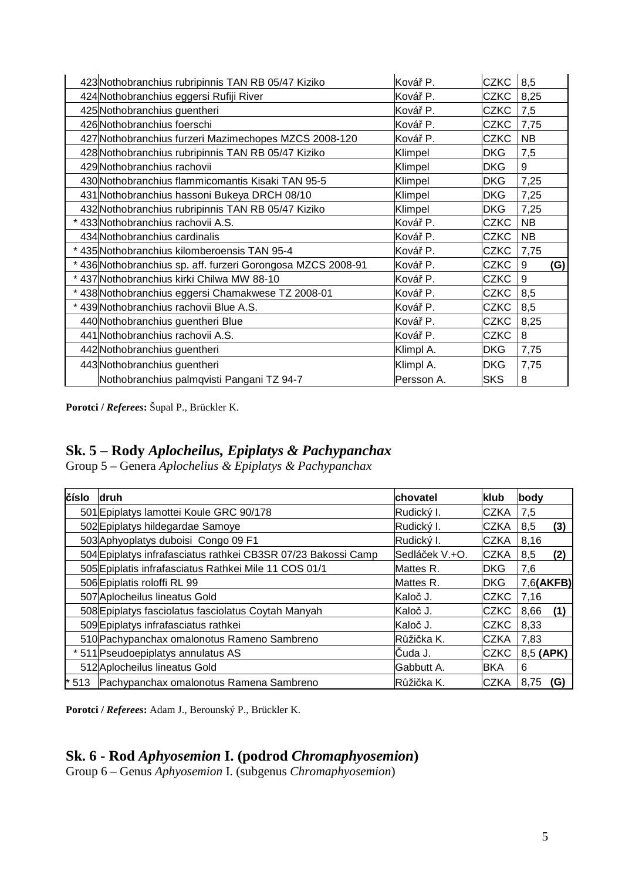| | | | | |
|---|---|---|---|---|
| 423 | Nothobranchius rubripinnis TAN RB 05/47 Kiziko | Kovář P. | CZKC | 8,5 |
| 424 | Nothobranchius eggersi Rufiji River | Kovář P. | CZKC | 8,25 |
| 425 | Nothobranchius guentheri | Kovář P. | CZKC | 7,5 |
| 426 | Nothobranchius foerschi | Kovář P. | CZKC | 7,75 |
| 427 | Nothobranchius furzeri Mazimechopes MZCS 2008-120 | Kovář P. | CZKC | NB |
| 428 | Nothobranchius rubripinnis TAN RB 05/47 Kiziko | Klimpel | DKG | 7,5 |
| 429 | Nothobranchius rachovii | Klimpel | DKG | 9 |
| 430 | Nothobranchius flammicomantis Kisaki TAN 95-5 | Klimpel | DKG | 7,25 |
| 431 | Nothobranchius hassoni Bukeya DRCH 08/10 | Klimpel | DKG | 7,25 |
| 432 | Nothobranchius rubripinnis TAN RB 05/47 Kiziko | Klimpel | DKG | 7,25 |
| * 433 | Nothobranchius rachovii A.S. | Kovář P. | CZKC | NB |
| 434 | Nothobranchius cardinalis | Kovář P. | CZKC | NB |
| * 435 | Nothobranchius kilomberoensis TAN 95-4 | Kovář P. | CZKC | 7,75 |
| * 436 | Nothobranchius sp. aff. furzeri Gorongosa MZCS 2008-91 | Kovář P. | CZKC | 9 **(G)** |
| * 437 | Nothobranchius kirki Chilwa MW 88-10 | Kovář P. | CZKC | 9 |
| * 438 | Nothobranchius eggersi Chamakwese TZ 2008-01 | Kovář P. | CZKC | 8,5 |
| * 439 | Nothobranchius rachovii Blue A.S. | Kovář P. | CZKC | 8,5 |
| 440 | Nothobranchius guentheri Blue | Kovář P. | CZKC | 8,25 |
| 441 | Nothobranchius rachovii A.S. | Kovář P. | CZKC | 8 |
| 442 | Nothobranchius guentheri | Klimpl A. | DKG | 7,75 |
| 443 | Nothobranchius guentheri | Klimpl A. | DKG | 7,75 |
| | Nothobranchius palmqvisti Pangani TZ 94-7 | Persson A. | SKS | 8 |

**Porotci / *Referees*:** Šupal P., Brückler K.

## Sk. 5 – Rody *Aplocheilus, Epiplatys & Pachypanchax*

Group 5 – Genera *Aplochelius & Epiplatys & Pachypanchax*

| číslo | druh | chovatel | klub | body |
|---|---|---|---|---|
| 501 | Epiplatys lamottei Koule GRC 90/178 | Rudický I. | CZKA | 7,5 |
| 502 | Epiplatys hildegardae Samoye | Rudický I. | CZKA | 8,5 **(3)** |
| 503 | Aphyoplatys duboisi Congo 09 F1 | Rudický I. | CZKA | 8,16 |
| 504 | Epiplatys infrafasciatus rathkei CB3SR 07/23 Bakossi Camp | Sedláček V.+O. | CZKA | 8,5 **(2)** |
| 505 | Epiplatis infrafasciatus Rathkei Mile 11 COS 01/1 | Mattes R. | DKG | 7,6 |
| 506 | Epiplatis roloffi RL 99 | Mattes R. | DKG | 7,6 **(AKFB)** |
| 507 | Aplocheilus lineatus Gold | Kaloč J. | CZKC | 7,16 |
| 508 | Epiplatys fasciolatus fasciolatus Coytah Manyah | Kaloč J. | CZKC | 8,66 **(1)** |
| 509 | Epiplatys infrafasciatus rathkei | Kaloč J. | CZKC | 8,33 |
| 510 | Pachypanchax omalonotus Rameno Sambreno | Růžička K. | CZKA | 7,83 |
| * 511 | Pseudoepiplatys annulatus AS | Čuda J. | CZKC | 8,5 **(APK)** |
| 512 | Aplocheilus lineatus Gold | Gabbutt A. | BKA | 6 |
| * 513 | Pachypanchax omalonotus Ramena Sambreno | Růžička K. | CZKA | 8,75 **(G)** |

**Porotci / *Referees*:** Adam J., Berounský P., Brückler K.

## Sk. 6 - Rod *Aphyosemion* I. (podrod *Chromaphyosemion*)

Group 6 – Genus *Aphyosemion* I. (subgenus *Chromaphyosemion*)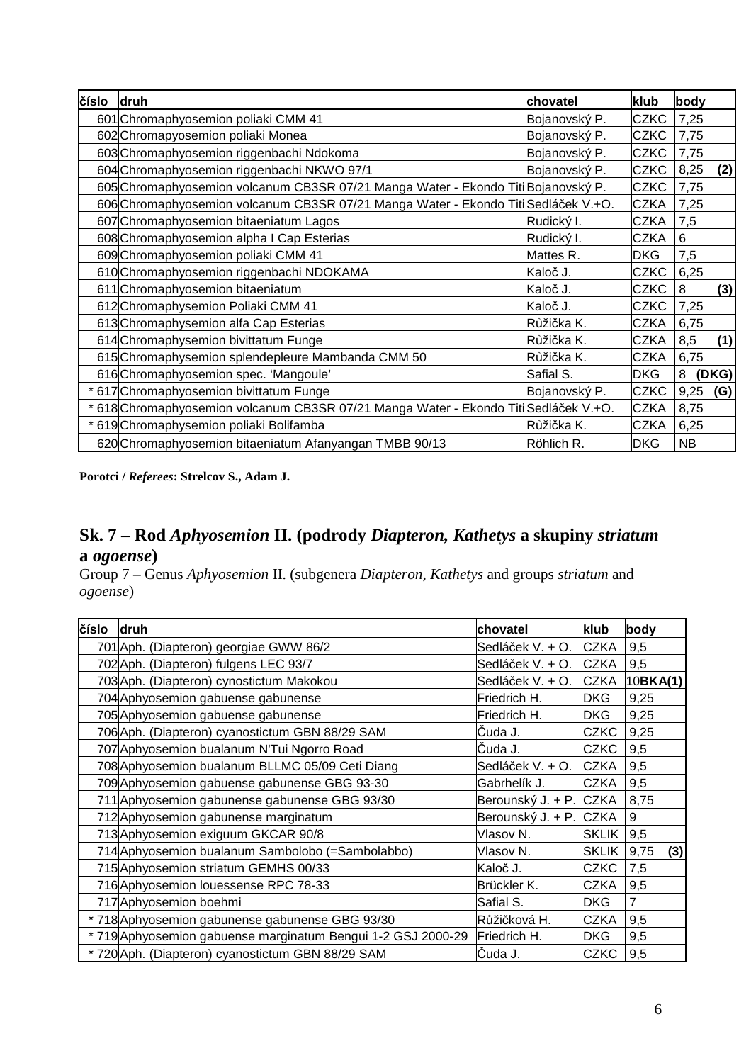| číslo | druh | chovatel | klub | body |
|---|---|---|---|---|
| 601 | Chromaphyosemion poliaki CMM 41 | Bojanovský P. | CZKC | 7,25 |
| 602 | Chromapyosemion poliaki Monea | Bojanovský P. | CZKC | 7,75 |
| 603 | Chromaphyosemion riggenbachi Ndokoma | Bojanovský P. | CZKC | 7,75 |
| 604 | Chromaphyosemion riggenbachi NKWO 97/1 | Bojanovský P. | CZKC | 8,25 **(2)** |
| 605 | Chromaphyosemion volcanum CB3SR 07/21 Manga Water - Ekondo Titi | Bojanovský P. | CZKC | 7,75 |
| 606 | Chromaphyosemion volcanum CB3SR 07/21 Manga Water - Ekondo Titi | Sedláček V.+O. | CZKA | 7,25 |
| 607 | Chromaphyosemion bitaeniatum Lagos | Rudický I. | CZKA | 7,5 |
| 608 | Chromaphyosemion alpha I Cap Esterias | Rudický I. | CZKA | 6 |
| 609 | Chromaphyosemion poliaki CMM 41 | Mattes R. | DKG | 7,5 |
| 610 | Chromaphyosemion riggenbachi NDOKAMA | Kaloč J. | CZKC | 6,25 |
| 611 | Chromaphyosemion bitaeniatum | Kaloč J. | CZKC | 8 **(3)** |
| 612 | Chromaphysemion Poliaki CMM 41 | Kaloč J. | CZKC | 7,25 |
| 613 | Chromaphysemion alfa Cap Esterias | Růžička K. | CZKA | 6,75 |
| 614 | Chromaphysemion bivittatum Funge | Růžička K. | CZKA | 8,5 **(1)** |
| 615 | Chromaphysemion splendepleure Mambanda CMM 50 | Růžička K. | CZKA | 6,75 |
| 616 | Chromaphyosemion spec. 'Mangoule' | Safial S. | DKG | 8 **(DKG)** |
| * 617 | Chromaphyosemion bivittatum Funge | Bojanovský P. | CZKC | 9,25 **(G)** |
| * 618 | Chromaphyosemion volcanum CB3SR 07/21 Manga Water - Ekondo Titi | Sedláček V.+O. | CZKA | 8,75 |
| * 619 | Chromaphysemion poliaki Bolifamba | Růžička K. | CZKA | 6,25 |
| 620 | Chromaphyosemion bitaeniatum Afanyangan TMBB 90/13 | Röhlich R. | DKG | NB |

**Porotci / *Referees*: Strelcov S., Adam J.**

## Sk. 7 – Rod *Aphyosemion* II. (podrody *Diapteron, Kathetys* a skupiny *striatum* a *ogoense*)

Group 7 – Genus *Aphyosemion* II. (subgenera *Diapteron, Kathetys* and groups *striatum* and *ogoense*)

| číslo | druh | chovatel | klub | body |
|---|---|---|---|---|
| 701 | Aph. (Diapteron) georgiae GWW 86/2 | Sedláček V. + O. | CZKA | 9,5 |
| 702 | Aph. (Diapteron) fulgens LEC 93/7 | Sedláček V. + O. | CZKA | 9,5 |
| 703 | Aph. (Diapteron) cynostictum Makokou | Sedláček V. + O. | CZKA | 10 **BKA(1)** |
| 704 | Aphyosemion gabuense gabunense | Friedrich H. | DKG | 9,25 |
| 705 | Aphyosemion gabuense gabunense | Friedrich H. | DKG | 9,25 |
| 706 | Aph. (Diapteron) cyanostictum GBN 88/29 SAM | Čuda J. | CZKC | 9,25 |
| 707 | Aphyosemion bualanum N'Tui Ngorro Road | Čuda J. | CZKC | 9,5 |
| 708 | Aphyosemion bualanum BLLMC 05/09 Ceti Diang | Sedláček V. + O. | CZKA | 9,5 |
| 709 | Aphyosemion gabuense gabunense GBG 93-30 | Gabrhelík J. | CZKA | 9,5 |
| 711 | Aphyosemion gabunense gabunense GBG 93/30 | Berounský J. + P. | CZKA | 8,75 |
| 712 | Aphyosemion gabunense marginatum | Berounský J. + P. | CZKA | 9 |
| 713 | Aphyosemion exiguum GKCAR 90/8 | Vlasov N. | SKLIK | 9,5 |
| 714 | Aphyosemion bualanum Sambolobo (=Sambolabbo) | Vlasov N. | SKLIK | 9,75 **(3)** |
| 715 | Aphyosemion striatum GEMHS 00/33 | Kaloč J. | CZKC | 7,5 |
| 716 | Aphyosemion louessense RPC 78-33 | Brückler K. | CZKA | 9,5 |
| 717 | Aphyosemion boehmi | Safial S. | DKG | 7 |
| * 718 | Aphyosemion gabunense gabunense GBG 93/30 | Růžičková H. | CZKA | 9,5 |
| * 719 | Aphyosemion gabuense marginatum Bengui 1-2 GSJ 2000-29 | Friedrich H. | DKG | 9,5 |
| * 720 | Aph. (Diapteron) cyanostictum GBN 88/29 SAM | Čuda J. | CZKC | 9,5 |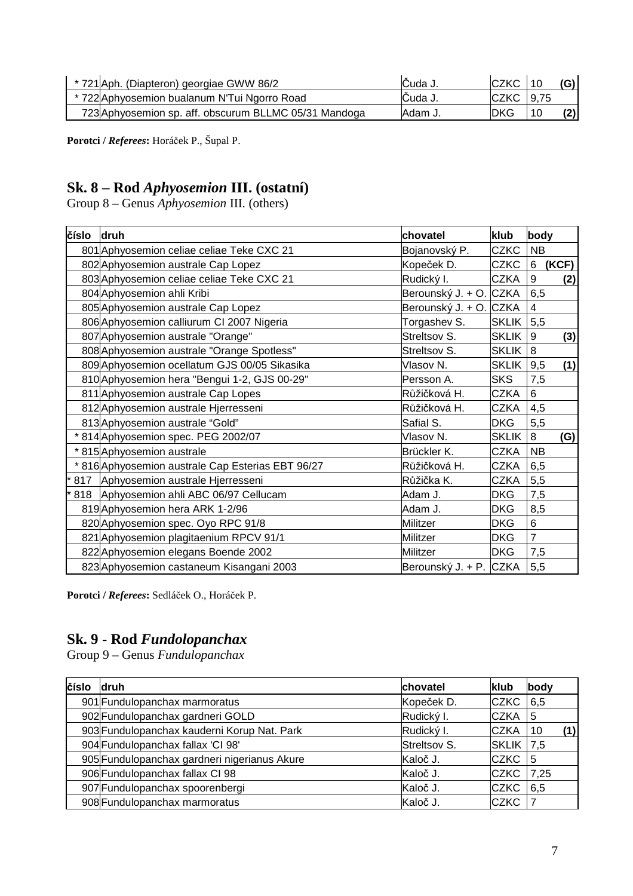| | | | | |
|---|---|---|---|---|
| * 721 | Aph. (Diapteron) georgiae GWW 86/2 | Čuda J. | CZKC | 10 (G) |
| * 722 | Aphyosemion bualanum N'Tui Ngorro Road | Čuda J. | CZKC | 9,75 |
| 723 | Aphyosemion sp. aff. obscurum BLLMC 05/31 Mandoga | Adam J. | DKG | 10 (2) |

**Porotci / *Referees*:** Horáček P., Šupal P.

## Sk. 8 – Rod *Aphyosemion* III. (ostatní)

Group 8 – Genus *Aphyosemion* III. (others)

| číslo | druh | chovatel | klub | body |
|---|---|---|---|---|
| 801 | Aphyosemion celiae celiae Teke CXC 21 | Bojanovský P. | CZKC | NB |
| 802 | Aphyosemion australe Cap Lopez | Kopeček D. | CZKC | 6 (KCF) |
| 803 | Aphyosemion celiae celiae Teke CXC 21 | Rudický I. | CZKA | 9 (2) |
| 804 | Aphyosemion ahli Kribi | Berounský J. + O. | CZKA | 6,5 |
| 805 | Aphyosemion australe Cap Lopez | Berounský J. + O. | CZKA | 4 |
| 806 | Aphyosemion calliurum CI 2007 Nigeria | Torgashev S. | SKLIK | 5,5 |
| 807 | Aphyosemion australe "Orange" | Streltsov S. | SKLIK | 9 (3) |
| 808 | Aphyosemion australe "Orange Spotless" | Streltsov S. | SKLIK | 8 |
| 809 | Aphyosemion ocellatum GJS 00/05 Sikasika | Vlasov N. | SKLIK | 9,5 (1) |
| 810 | Aphyosemion hera "Bengui 1-2, GJS 00-29" | Persson A. | SKS | 7,5 |
| 811 | Aphyosemion australe Cap Lopes | Růžičková H. | CZKA | 6 |
| 812 | Aphyosemion australe Hjerresseni | Růžičková H. | CZKA | 4,5 |
| 813 | Aphyosemion australe "Gold" | Safial S. | DKG | 5,5 |
| * 814 | Aphyosemion spec. PEG 2002/07 | Vlasov N. | SKLIK | 8 (G) |
| * 815 | Aphyosemion australe | Brückler K. | CZKA | NB |
| * 816 | Aphyosemion australe Cap Esterias EBT 96/27 | Růžičková H. | CZKA | 6,5 |
| * 817 | Aphyosemion australe Hjerresseni | Růžička K. | CZKA | 5,5 |
| * 818 | Aphyosemion ahli ABC 06/97 Cellucam | Adam J. | DKG | 7,5 |
| 819 | Aphyosemion hera ARK 1-2/96 | Adam J. | DKG | 8,5 |
| 820 | Aphyosemion spec. Oyo RPC 91/8 | Militzer | DKG | 6 |
| 821 | Aphyosemion plagitaenium RPCV 91/1 | Militzer | DKG | 7 |
| 822 | Aphyosemion elegans Boende 2002 | Militzer | DKG | 7,5 |
| 823 | Aphyosemion castaneum Kisangani 2003 | Berounský J. + P. | CZKA | 5,5 |

**Porotci / *Referees*:** Sedláček O., Horáček P.

## Sk. 9 - Rod *Fundolopanchax*

Group 9 – Genus *Fundulopanchax*

| číslo | druh | chovatel | klub | body |
|---|---|---|---|---|
| 901 | Fundulopanchax marmoratus | Kopeček D. | CZKC | 6,5 |
| 902 | Fundulopanchax gardneri GOLD | Rudický I. | CZKA | 5 |
| 903 | Fundulopanchax kauderni Korup Nat. Park | Rudický I. | CZKA | 10 (1) |
| 904 | Fundulopanchax fallax 'CI 98' | Streltsov S. | SKLIK | 7,5 |
| 905 | Fundulopanchax gardneri nigerianus Akure | Kaloč J. | CZKC | 5 |
| 906 | Fundulopanchax fallax CI 98 | Kaloč J. | CZKC | 7,25 |
| 907 | Fundulopanchax spoorenbergi | Kaloč J. | CZKC | 6,5 |
| 908 | Fundulopanchax marmoratus | Kaloč J. | CZKC | 7 |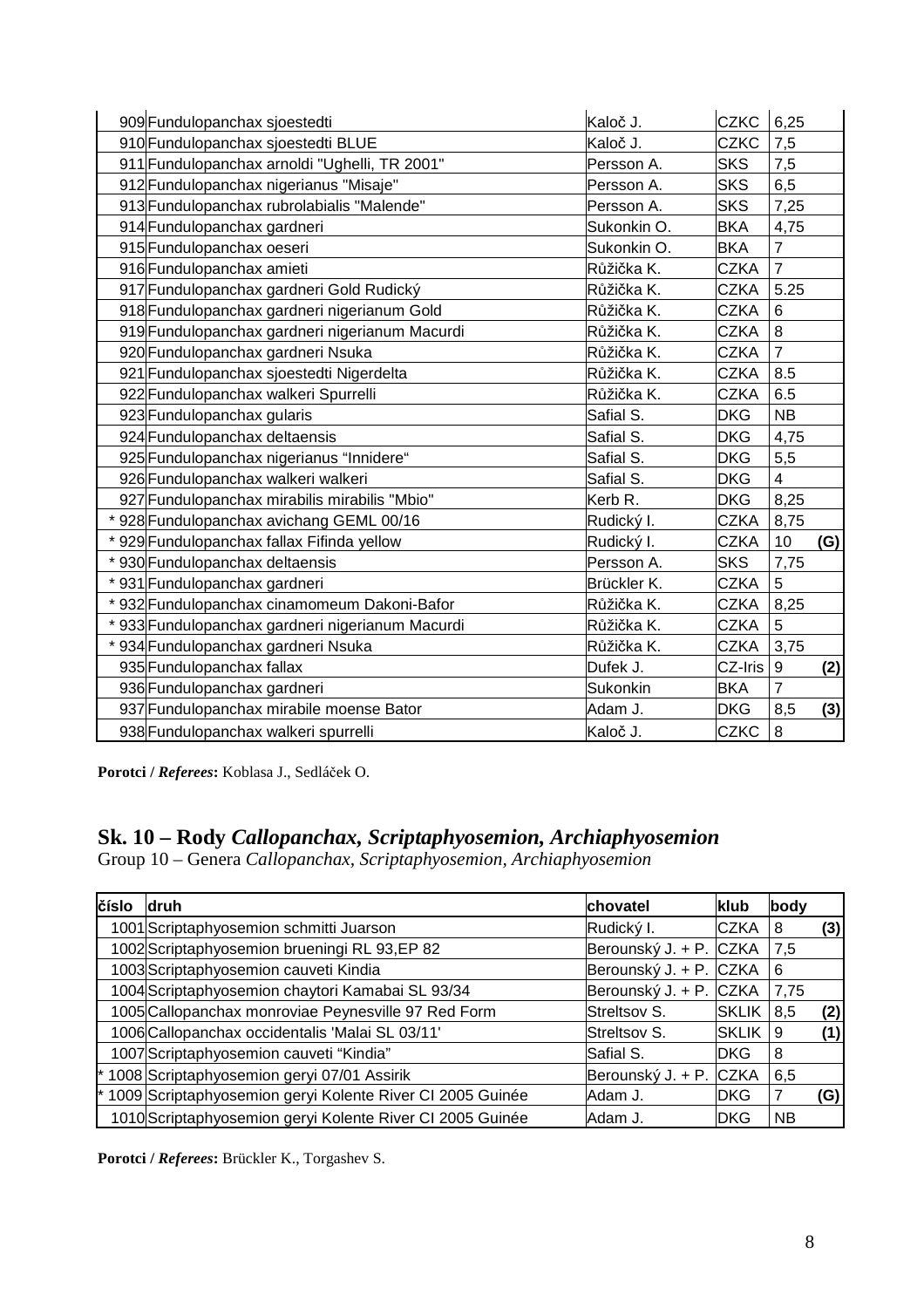| | číslo | druh | chovatel | klub | body | |
|---|---|---|---|---|---|---|
| | 909 | Fundulopanchax sjoestedti | Kaloč J. | CZKC | 6,25 | |
| | 910 | Fundulopanchax sjoestedti BLUE | Kaloč J. | CZKC | 7,5 | |
| | 911 | Fundulopanchax arnoldi "Ughelli, TR 2001" | Persson A. | SKS | 7,5 | |
| | 912 | Fundulopanchax nigerianus "Misaje" | Persson A. | SKS | 6,5 | |
| | 913 | Fundulopanchax rubrolabialis "Malende" | Persson A. | SKS | 7,25 | |
| | 914 | Fundulopanchax gardneri | Sukonkin O. | BKA | 4,75 | |
| | 915 | Fundulopanchax oeseri | Sukonkin O. | BKA | 7 | |
| | 916 | Fundulopanchax amieti | Růžička K. | CZKA | 7 | |
| | 917 | Fundulopanchax gardneri Gold Rudický | Růžička K. | CZKA | 5.25 | |
| | 918 | Fundulopanchax gardneri nigerianum Gold | Růžička K. | CZKA | 6 | |
| | 919 | Fundulopanchax gardneri nigerianum Macurdi | Růžička K. | CZKA | 8 | |
| | 920 | Fundulopanchax gardneri Nsuka | Růžička K. | CZKA | 7 | |
| | 921 | Fundulopanchax sjoestedti Nigerdelta | Růžička K. | CZKA | 8.5 | |
| | 922 | Fundulopanchax walkeri Spurrelli | Růžička K. | CZKA | 6.5 | |
| | 923 | Fundulopanchax gularis | Safial S. | DKG | NB | |
| | 924 | Fundulopanchax deltaensis | Safial S. | DKG | 4,75 | |
| | 925 | Fundulopanchax nigerianus "Innidere" | Safial S. | DKG | 5,5 | |
| | 926 | Fundulopanchax walkeri walkeri | Safial S. | DKG | 4 | |
| | 927 | Fundulopanchax mirabilis mirabilis "Mbio" | Kerb R. | DKG | 8,25 | |
| * | 928 | Fundulopanchax avichang GEML 00/16 | Rudický I. | CZKA | 8,75 | |
| * | 929 | Fundulopanchax fallax Fifinda yellow | Rudický I. | CZKA | 10 | (G) |
| * | 930 | Fundulopanchax deltaensis | Persson A. | SKS | 7,75 | |
| * | 931 | Fundulopanchax gardneri | Brückler K. | CZKA | 5 | |
| * | 932 | Fundulopanchax cinamomeum Dakoni-Bafor | Růžička K. | CZKA | 8,25 | |
| * | 933 | Fundulopanchax gardneri nigerianum Macurdi | Růžička K. | CZKA | 5 | |
| * | 934 | Fundulopanchax gardneri Nsuka | Růžička K. | CZKA | 3,75 | |
| | 935 | Fundulopanchax fallax | Dufek J. | CZ-Iris | 9 | (2) |
| | 936 | Fundulopanchax gardneri | Sukonkin | BKA | 7 | |
| | 937 | Fundulopanchax mirabile moense Bator | Adam J. | DKG | 8,5 | (3) |
| | 938 | Fundulopanchax walkeri spurrelli | Kaloč J. | CZKC | 8 | |

**Porotci / *Referees*:** Koblasa J., Sedláček O.

## Sk. 10 – Rody *Callopanchax, Scriptaphyosemion, Archiaphyosemion*

Group 10 – Genera *Callopanchax, Scriptaphyosemion, Archiaphyosemion*

| | číslo | druh | chovatel | klub | body | |
|---|---|---|---|---|---|---|
| | 1001 | Scriptaphyosemion schmitti Juarson | Rudický I. | CZKA | 8 | (3) |
| | 1002 | Scriptaphyosemion brueningi RL 93,EP 82 | Berounský J. + P. | CZKA | 7,5 | |
| | 1003 | Scriptaphyosemion cauveti Kindia | Berounský J. + P. | CZKA | 6 | |
| | 1004 | Scriptaphyosemion chaytori Kamabai SL 93/34 | Berounský J. + P. | CZKA | 7,75 | |
| | 1005 | Callopanchax monroviae Peynesville 97 Red Form | Streltsov S. | SKLIK | 8,5 | (2) |
| | 1006 | Callopanchax occidentalis 'Malai SL 03/11' | Streltsov S. | SKLIK | 9 | (1) |
| | 1007 | Scriptaphyosemion cauveti "Kindia" | Safial S. | DKG | 8 | |
| * | 1008 | Scriptaphyosemion geryi 07/01 Assirik | Berounský J. + P. | CZKA | 6,5 | |
| * | 1009 | Scriptaphyosemion geryi Kolente River CI 2005 Guinée | Adam J. | DKG | 7 | (G) |
| | 1010 | Scriptaphyosemion geryi Kolente River CI 2005 Guinée | Adam J. | DKG | NB | |

**Porotci / *Referees*:** Brückler K., Torgashev S.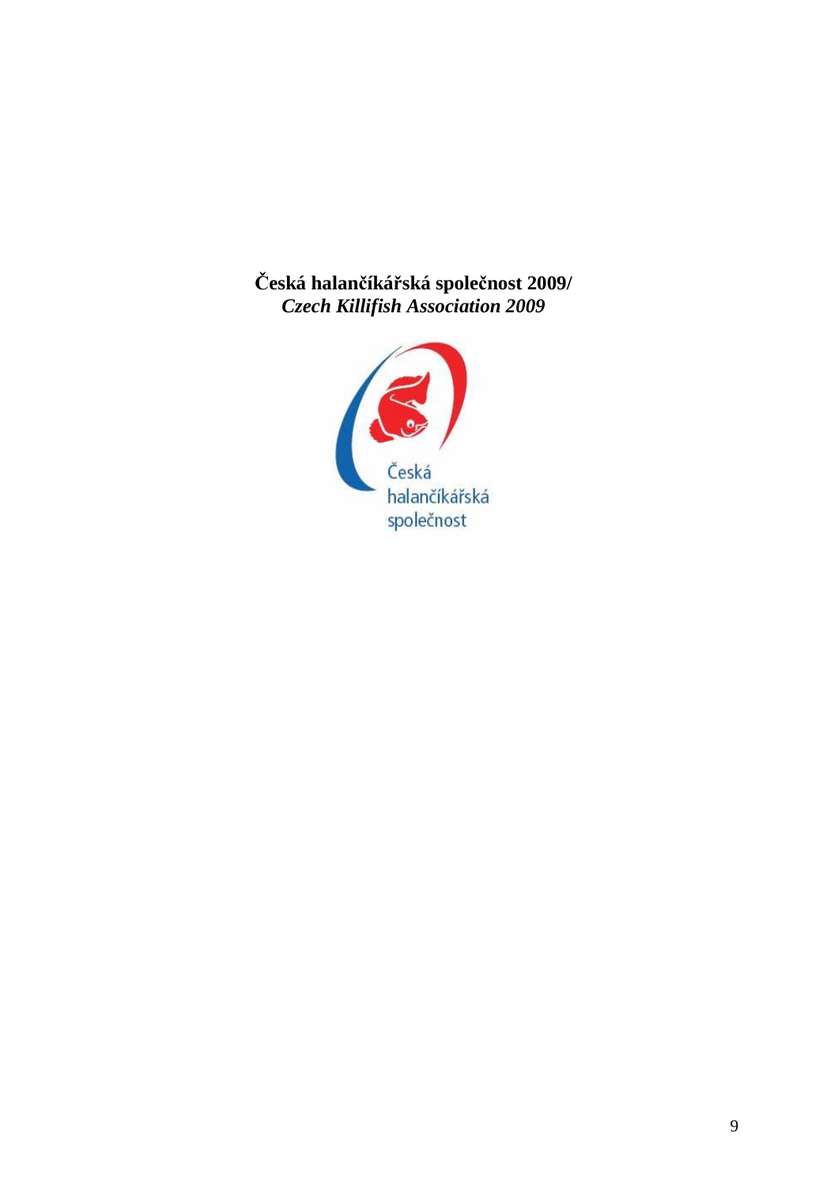**Česká halančíkářská společnost 2009/**
***Czech Killifish Association 2009***